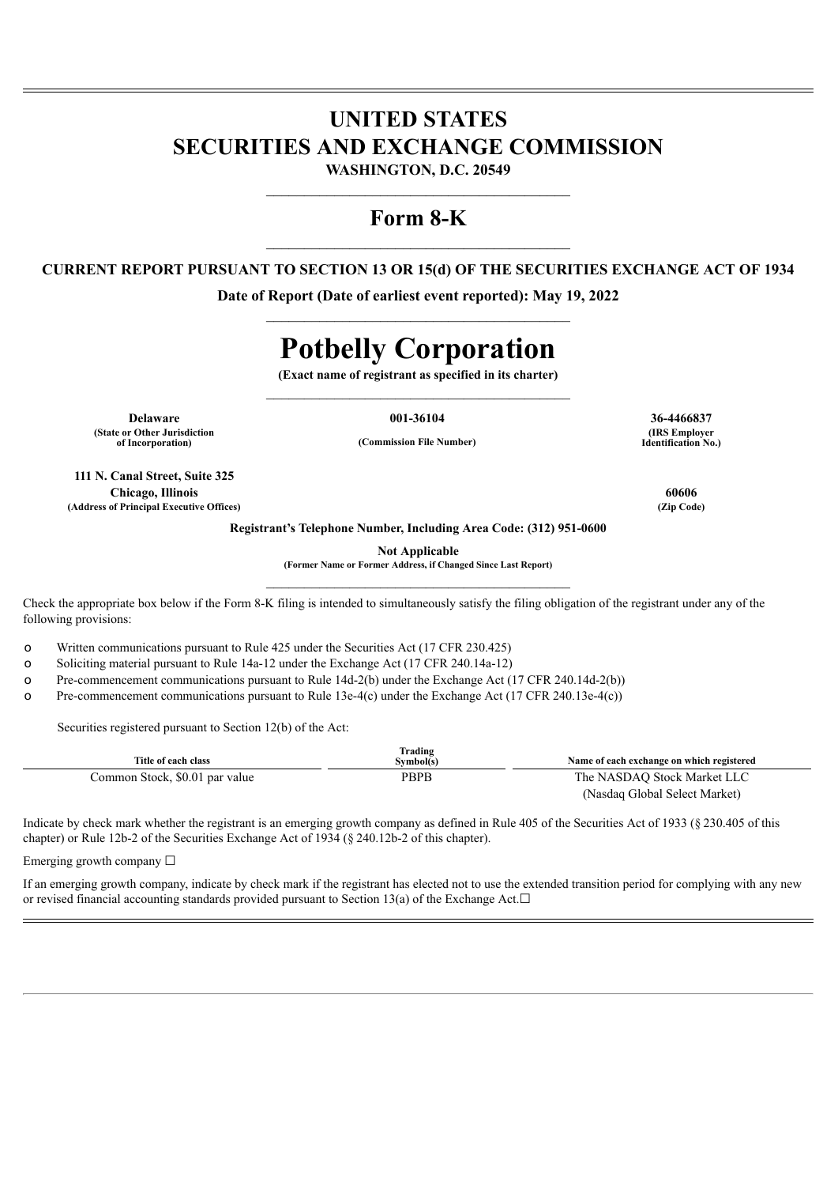# UNITED STATES
# SECURITIES AND EXCHANGE COMMISSION

**WASHINGTON, D.C. 20549**

## Form 8-K

**CURRENT REPORT PURSUANT TO SECTION 13 OR 15(d) OF THE SECURITIES EXCHANGE ACT OF 1934**

**Date of Report (Date of earliest event reported): May 19, 2022**

# Potbelly Corporation

**(Exact name of registrant as specified in its charter)**

| **Delaware** | **001-36104** | **36-4466837** |
|---|---|---|
| **(State or Other Jurisdiction of Incorporation)** | **(Commission File Number)** | **(IRS Employer Identification No.)** |

| | |
|---|---|
| **111 N. Canal Street, Suite 325 Chicago, Illinois** | **60606** |
| **(Address of Principal Executive Offices)** | **(Zip Code)** |

**Registrant's Telephone Number, Including Area Code: (312) 951-0600**

**Not Applicable**
**(Former Name or Former Address, if Changed Since Last Report)**

Check the appropriate box below if the Form 8-K filing is intended to simultaneously satisfy the filing obligation of the registrant under any of the following provisions:

- o Written communications pursuant to Rule 425 under the Securities Act (17 CFR 230.425)
- o Soliciting material pursuant to Rule 14a-12 under the Exchange Act (17 CFR 240.14a-12)
- o Pre-commencement communications pursuant to Rule 14d-2(b) under the Exchange Act (17 CFR 240.14d-2(b))
- o Pre-commencement communications pursuant to Rule 13e-4(c) under the Exchange Act (17 CFR 240.13e-4(c))

Securities registered pursuant to Section 12(b) of the Act:

| Title of each class | Trading Symbol(s) | Name of each exchange on which registered |
|---|---|---|
| Common Stock, $0.01 par value | PBPB | The NASDAQ Stock Market LLC (Nasdaq Global Select Market) |

Indicate by check mark whether the registrant is an emerging growth company as defined in Rule 405 of the Securities Act of 1933 (§ 230.405 of this chapter) or Rule 12b-2 of the Securities Exchange Act of 1934 (§ 240.12b-2 of this chapter).

Emerging growth company ☐

If an emerging growth company, indicate by check mark if the registrant has elected not to use the extended transition period for complying with any new or revised financial accounting standards provided pursuant to Section 13(a) of the Exchange Act.☐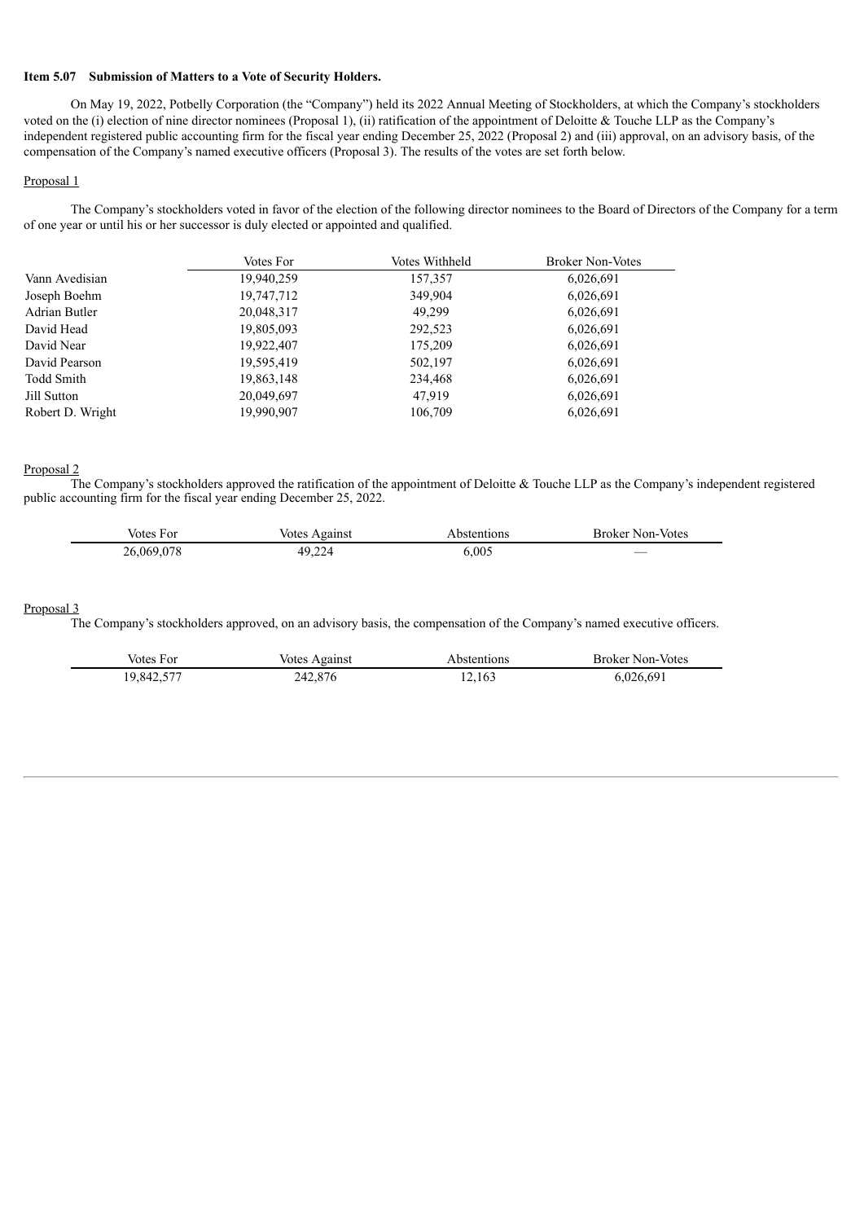**Item 5.07 Submission of Matters to a Vote of Security Holders.**

On May 19, 2022, Potbelly Corporation (the "Company") held its 2022 Annual Meeting of Stockholders, at which the Company's stockholders voted on the (i) election of nine director nominees (Proposal 1), (ii) ratification of the appointment of Deloitte & Touche LLP as the Company's independent registered public accounting firm for the fiscal year ending December 25, 2022 (Proposal 2) and (iii) approval, on an advisory basis, of the compensation of the Company's named executive officers (Proposal 3). The results of the votes are set forth below.

Proposal 1

The Company's stockholders voted in favor of the election of the following director nominees to the Board of Directors of the Company for a term of one year or until his or her successor is duly elected or appointed and qualified.

| | Votes For | Votes Withheld | Broker Non-Votes |
|---|---|---|---|
| Vann Avedisian | 19,940,259 | 157,357 | 6,026,691 |
| Joseph Boehm | 19,747,712 | 349,904 | 6,026,691 |
| Adrian Butler | 20,048,317 | 49,299 | 6,026,691 |
| David Head | 19,805,093 | 292,523 | 6,026,691 |
| David Near | 19,922,407 | 175,209 | 6,026,691 |
| David Pearson | 19,595,419 | 502,197 | 6,026,691 |
| Todd Smith | 19,863,148 | 234,468 | 6,026,691 |
| Jill Sutton | 20,049,697 | 47,919 | 6,026,691 |
| Robert D. Wright | 19,990,907 | 106,709 | 6,026,691 |

Proposal 2

The Company's stockholders approved the ratification of the appointment of Deloitte & Touche LLP as the Company's independent registered public accounting firm for the fiscal year ending December 25, 2022.

| Votes For | Votes Against | Abstentions | Broker Non-Votes |
|---|---|---|---|
| 26,069,078 | 49,224 | 6,005 | — |

Proposal 3

The Company's stockholders approved, on an advisory basis, the compensation of the Company's named executive officers.

| Votes For | Votes Against | Abstentions | Broker Non-Votes |
|---|---|---|---|
| 19,842,577 | 242,876 | 12,163 | 6,026,691 |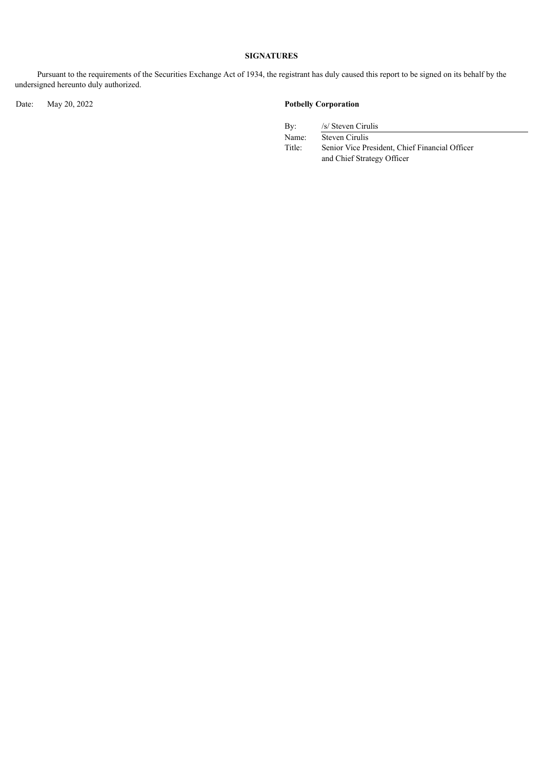**SIGNATURES**

Pursuant to the requirements of the Securities Exchange Act of 1934, the registrant has duly caused this report to be signed on its behalf by the undersigned hereunto duly authorized.

Date: May 20, 2022

**Potbelly Corporation**

| | |
|---|---|
| By: | /s/ Steven Cirulis |
| Name: | Steven Cirulis |
| Title: | Senior Vice President, Chief Financial Officer and Chief Strategy Officer |